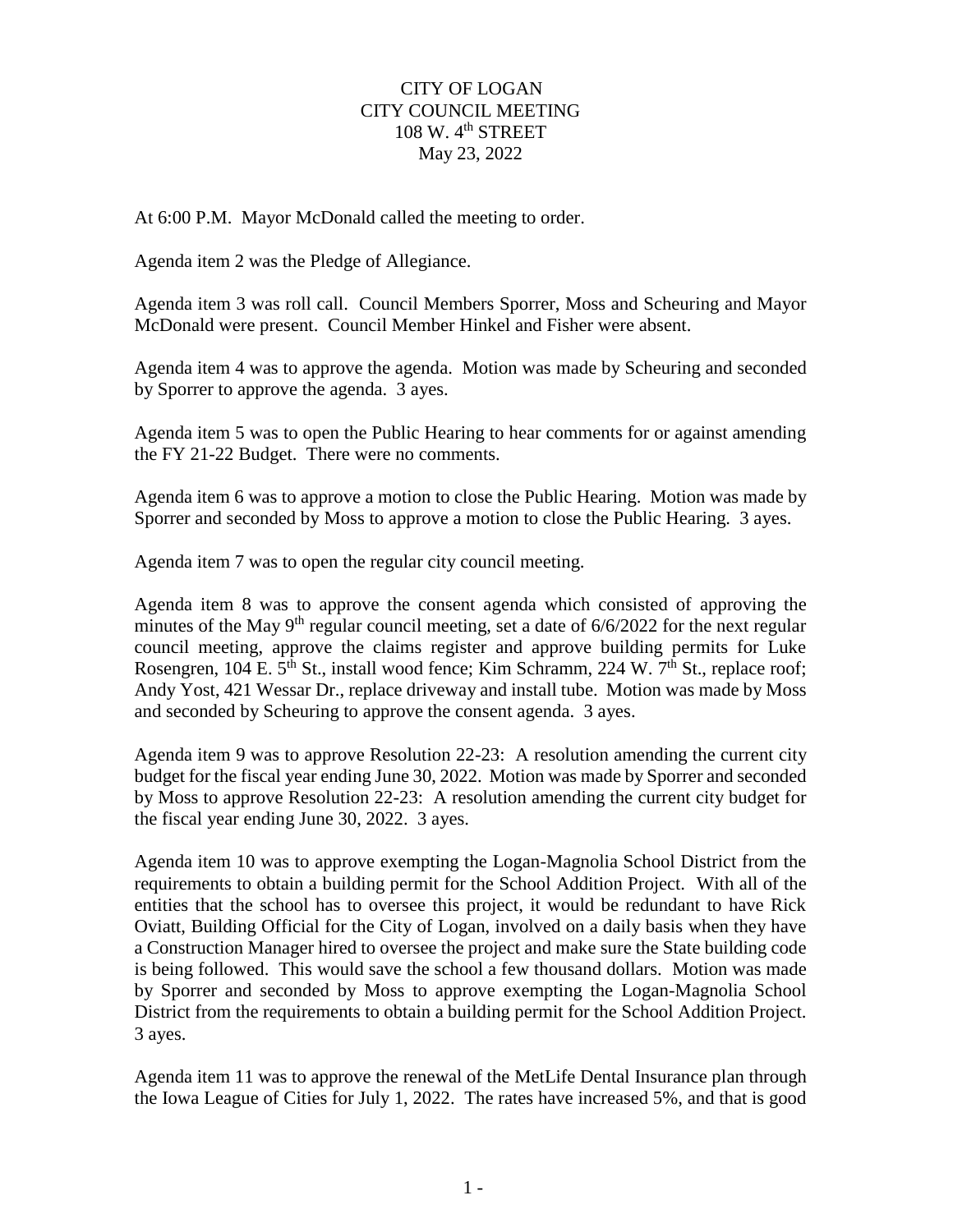CITY OF LOGAN
CITY COUNCIL MEETING
108 W. 4th STREET
May 23, 2022

At 6:00 P.M. Mayor McDonald called the meeting to order.

Agenda item 2 was the Pledge of Allegiance.

Agenda item 3 was roll call. Council Members Sporrer, Moss and Scheuring and Mayor McDonald were present. Council Member Hinkel and Fisher were absent.

Agenda item 4 was to approve the agenda. Motion was made by Scheuring and seconded by Sporrer to approve the agenda. 3 ayes.

Agenda item 5 was to open the Public Hearing to hear comments for or against amending the FY 21-22 Budget. There were no comments.

Agenda item 6 was to approve a motion to close the Public Hearing. Motion was made by Sporrer and seconded by Moss to approve a motion to close the Public Hearing. 3 ayes.

Agenda item 7 was to open the regular city council meeting.

Agenda item 8 was to approve the consent agenda which consisted of approving the minutes of the May 9th regular council meeting, set a date of 6/6/2022 for the next regular council meeting, approve the claims register and approve building permits for Luke Rosengren, 104 E. 5th St., install wood fence; Kim Schramm, 224 W. 7th St., replace roof; Andy Yost, 421 Wessar Dr., replace driveway and install tube. Motion was made by Moss and seconded by Scheuring to approve the consent agenda. 3 ayes.

Agenda item 9 was to approve Resolution 22-23: A resolution amending the current city budget for the fiscal year ending June 30, 2022. Motion was made by Sporrer and seconded by Moss to approve Resolution 22-23: A resolution amending the current city budget for the fiscal year ending June 30, 2022. 3 ayes.

Agenda item 10 was to approve exempting the Logan-Magnolia School District from the requirements to obtain a building permit for the School Addition Project. With all of the entities that the school has to oversee this project, it would be redundant to have Rick Oviatt, Building Official for the City of Logan, involved on a daily basis when they have a Construction Manager hired to oversee the project and make sure the State building code is being followed. This would save the school a few thousand dollars. Motion was made by Sporrer and seconded by Moss to approve exempting the Logan-Magnolia School District from the requirements to obtain a building permit for the School Addition Project. 3 ayes.

Agenda item 11 was to approve the renewal of the MetLife Dental Insurance plan through the Iowa League of Cities for July 1, 2022. The rates have increased 5%, and that is good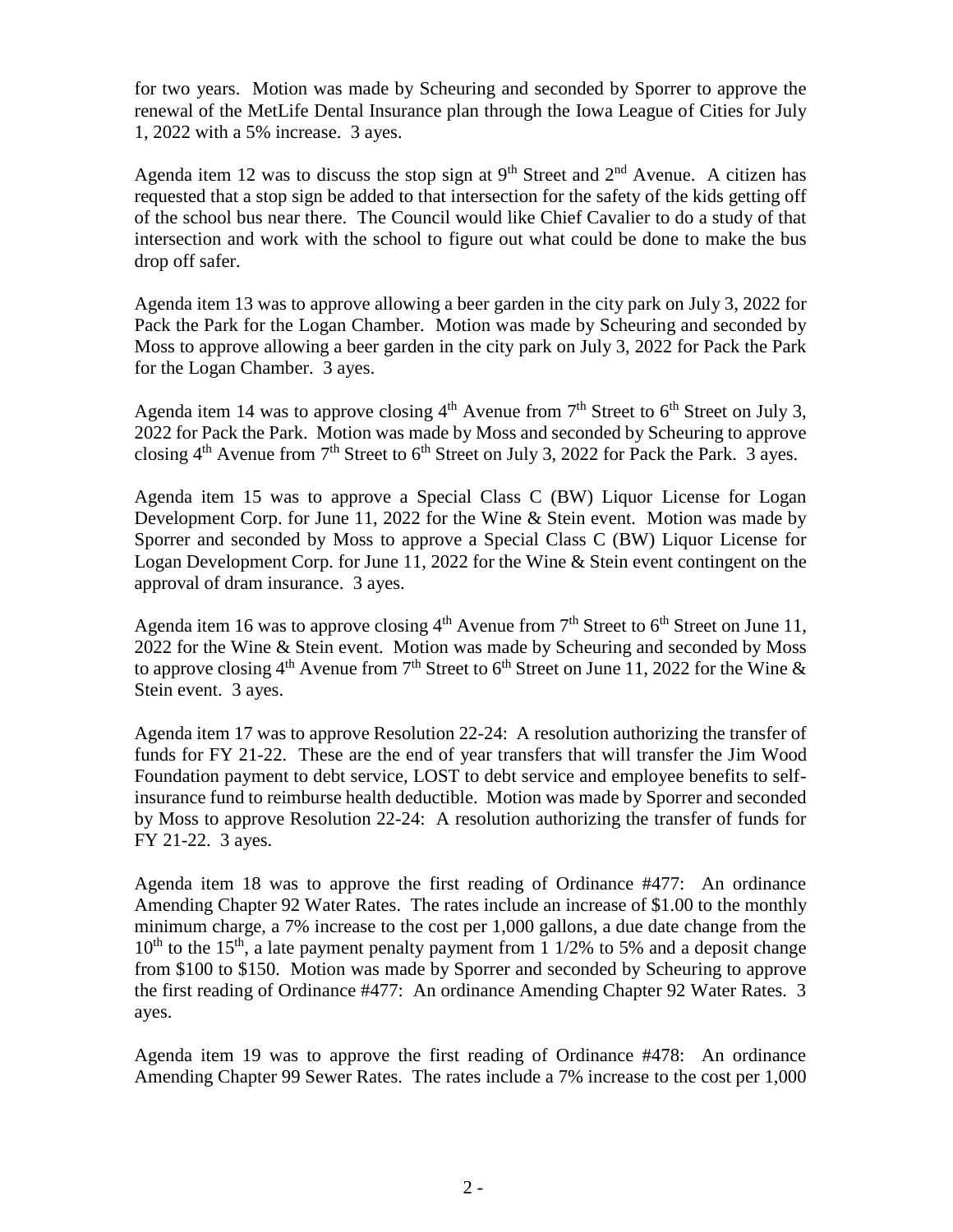for two years. Motion was made by Scheuring and seconded by Sporrer to approve the renewal of the MetLife Dental Insurance plan through the Iowa League of Cities for July 1, 2022 with a 5% increase. 3 ayes.

Agenda item 12 was to discuss the stop sign at 9th Street and 2nd Avenue. A citizen has requested that a stop sign be added to that intersection for the safety of the kids getting off of the school bus near there. The Council would like Chief Cavalier to do a study of that intersection and work with the school to figure out what could be done to make the bus drop off safer.

Agenda item 13 was to approve allowing a beer garden in the city park on July 3, 2022 for Pack the Park for the Logan Chamber. Motion was made by Scheuring and seconded by Moss to approve allowing a beer garden in the city park on July 3, 2022 for Pack the Park for the Logan Chamber. 3 ayes.

Agenda item 14 was to approve closing 4th Avenue from 7th Street to 6th Street on July 3, 2022 for Pack the Park. Motion was made by Moss and seconded by Scheuring to approve closing 4th Avenue from 7th Street to 6th Street on July 3, 2022 for Pack the Park. 3 ayes.

Agenda item 15 was to approve a Special Class C (BW) Liquor License for Logan Development Corp. for June 11, 2022 for the Wine & Stein event. Motion was made by Sporrer and seconded by Moss to approve a Special Class C (BW) Liquor License for Logan Development Corp. for June 11, 2022 for the Wine & Stein event contingent on the approval of dram insurance. 3 ayes.

Agenda item 16 was to approve closing 4th Avenue from 7th Street to 6th Street on June 11, 2022 for the Wine & Stein event. Motion was made by Scheuring and seconded by Moss to approve closing 4th Avenue from 7th Street to 6th Street on June 11, 2022 for the Wine & Stein event. 3 ayes.

Agenda item 17 was to approve Resolution 22-24: A resolution authorizing the transfer of funds for FY 21-22. These are the end of year transfers that will transfer the Jim Wood Foundation payment to debt service, LOST to debt service and employee benefits to self-insurance fund to reimburse health deductible. Motion was made by Sporrer and seconded by Moss to approve Resolution 22-24: A resolution authorizing the transfer of funds for FY 21-22. 3 ayes.

Agenda item 18 was to approve the first reading of Ordinance #477: An ordinance Amending Chapter 92 Water Rates. The rates include an increase of $1.00 to the monthly minimum charge, a 7% increase to the cost per 1,000 gallons, a due date change from the 10th to the 15th, a late payment penalty payment from 1 1/2% to 5% and a deposit change from $100 to $150. Motion was made by Sporrer and seconded by Scheuring to approve the first reading of Ordinance #477: An ordinance Amending Chapter 92 Water Rates. 3 ayes.

Agenda item 19 was to approve the first reading of Ordinance #478: An ordinance Amending Chapter 99 Sewer Rates. The rates include a 7% increase to the cost per 1,000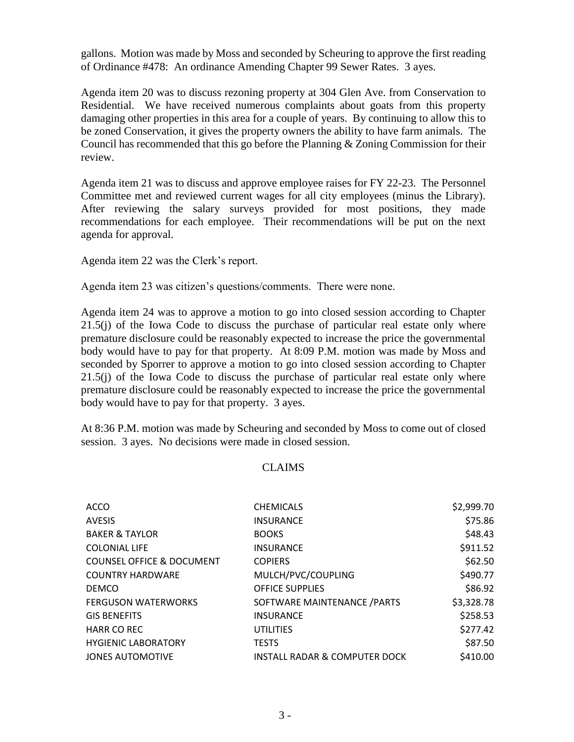gallons. Motion was made by Moss and seconded by Scheuring to approve the first reading of Ordinance #478: An ordinance Amending Chapter 99 Sewer Rates. 3 ayes.

Agenda item 20 was to discuss rezoning property at 304 Glen Ave. from Conservation to Residential. We have received numerous complaints about goats from this property damaging other properties in this area for a couple of years. By continuing to allow this to be zoned Conservation, it gives the property owners the ability to have farm animals. The Council has recommended that this go before the Planning & Zoning Commission for their review.

Agenda item 21 was to discuss and approve employee raises for FY 22-23. The Personnel Committee met and reviewed current wages for all city employees (minus the Library). After reviewing the salary surveys provided for most positions, they made recommendations for each employee. Their recommendations will be put on the next agenda for approval.

Agenda item 22 was the Clerk's report.

Agenda item 23 was citizen's questions/comments. There were none.

Agenda item 24 was to approve a motion to go into closed session according to Chapter 21.5(j) of the Iowa Code to discuss the purchase of particular real estate only where premature disclosure could be reasonably expected to increase the price the governmental body would have to pay for that property. At 8:09 P.M. motion was made by Moss and seconded by Sporrer to approve a motion to go into closed session according to Chapter 21.5(j) of the Iowa Code to discuss the purchase of particular real estate only where premature disclosure could be reasonably expected to increase the price the governmental body would have to pay for that property. 3 ayes.

At 8:36 P.M. motion was made by Scheuring and seconded by Moss to come out of closed session. 3 ayes. No decisions were made in closed session.

## CLAIMS

| | | |
|---|---|---|
| ACCO | CHEMICALS | $2,999.70 |
| AVESIS | INSURANCE | $75.86 |
| BAKER & TAYLOR | BOOKS | $48.43 |
| COLONIAL LIFE | INSURANCE | $911.52 |
| COUNSEL OFFICE & DOCUMENT | COPIERS | $62.50 |
| COUNTRY HARDWARE | MULCH/PVC/COUPLING | $490.77 |
| DEMCO | OFFICE SUPPLIES | $86.92 |
| FERGUSON WATERWORKS | SOFTWARE MAINTENANCE /PARTS | $3,328.78 |
| GIS BENEFITS | INSURANCE | $258.53 |
| HARR CO REC | UTILITIES | $277.42 |
| HYGIENIC LABORATORY | TESTS | $87.50 |
| JONES AUTOMOTIVE | INSTALL RADAR & COMPUTER DOCK | $410.00 |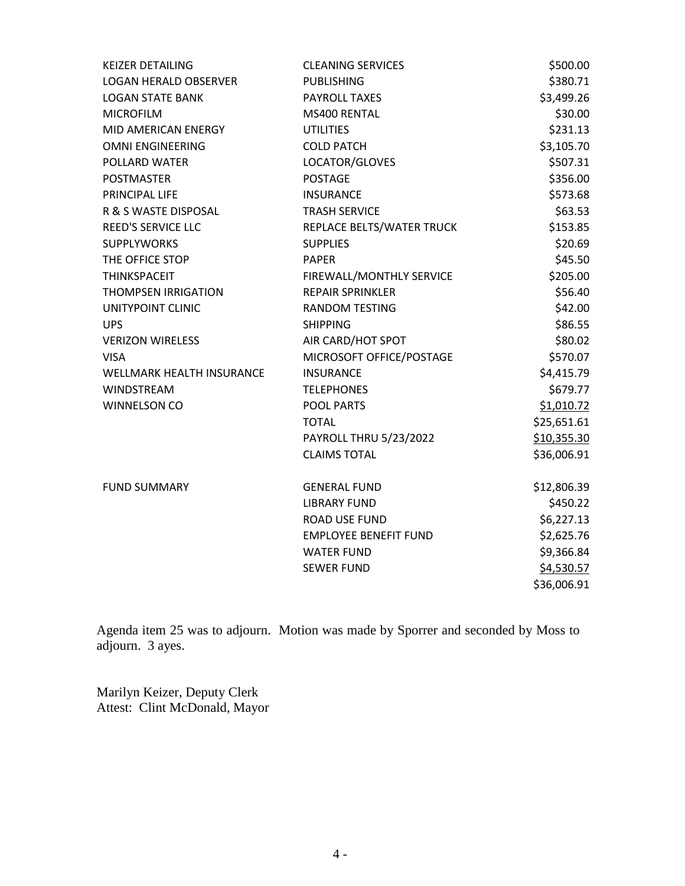| | | |
|---|---|---|
| KEIZER DETAILING | CLEANING SERVICES | \$500.00 |
| LOGAN HERALD OBSERVER | PUBLISHING | \$380.71 |
| LOGAN STATE BANK | PAYROLL TAXES | \$3,499.26 |
| MICROFILM | MS400 RENTAL | \$30.00 |
| MID AMERICAN ENERGY | UTILITIES | \$231.13 |
| OMNI ENGINEERING | COLD PATCH | \$3,105.70 |
| POLLARD WATER | LOCATOR/GLOVES | \$507.31 |
| POSTMASTER | POSTAGE | \$356.00 |
| PRINCIPAL LIFE | INSURANCE | \$573.68 |
| R & S WASTE DISPOSAL | TRASH SERVICE | \$63.53 |
| REED'S SERVICE LLC | REPLACE BELTS/WATER TRUCK | \$153.85 |
| SUPPLYWORKS | SUPPLIES | \$20.69 |
| THE OFFICE STOP | PAPER | \$45.50 |
| THINKSPACEIT | FIREWALL/MONTHLY SERVICE | \$205.00 |
| THOMPSEN IRRIGATION | REPAIR SPRINKLER | \$56.40 |
| UNITYPOINT CLINIC | RANDOM TESTING | \$42.00 |
| UPS | SHIPPING | \$86.55 |
| VERIZON WIRELESS | AIR CARD/HOT SPOT | \$80.02 |
| VISA | MICROSOFT OFFICE/POSTAGE | \$570.07 |
| WELLMARK HEALTH INSURANCE | INSURANCE | \$4,415.79 |
| WINDSTREAM | TELEPHONES | \$679.77 |
| WINNELSON CO | POOL PARTS | \$1,010.72 |
| | TOTAL | \$25,651.61 |
| | PAYROLL THRU 5/23/2022 | \$10,355.30 |
| | CLAIMS TOTAL | \$36,006.91 |
| | | |
| FUND SUMMARY | GENERAL FUND | \$12,806.39 |
| | LIBRARY FUND | \$450.22 |
| | ROAD USE FUND | \$6,227.13 |
| | EMPLOYEE BENEFIT FUND | \$2,625.76 |
| | WATER FUND | \$9,366.84 |
| | SEWER FUND | \$4,530.57 |
| | | \$36,006.91 |

Agenda item 25 was to adjourn. Motion was made by Sporrer and seconded by Moss to adjourn. 3 ayes.

Marilyn Keizer, Deputy Clerk
Attest: Clint McDonald, Mayor